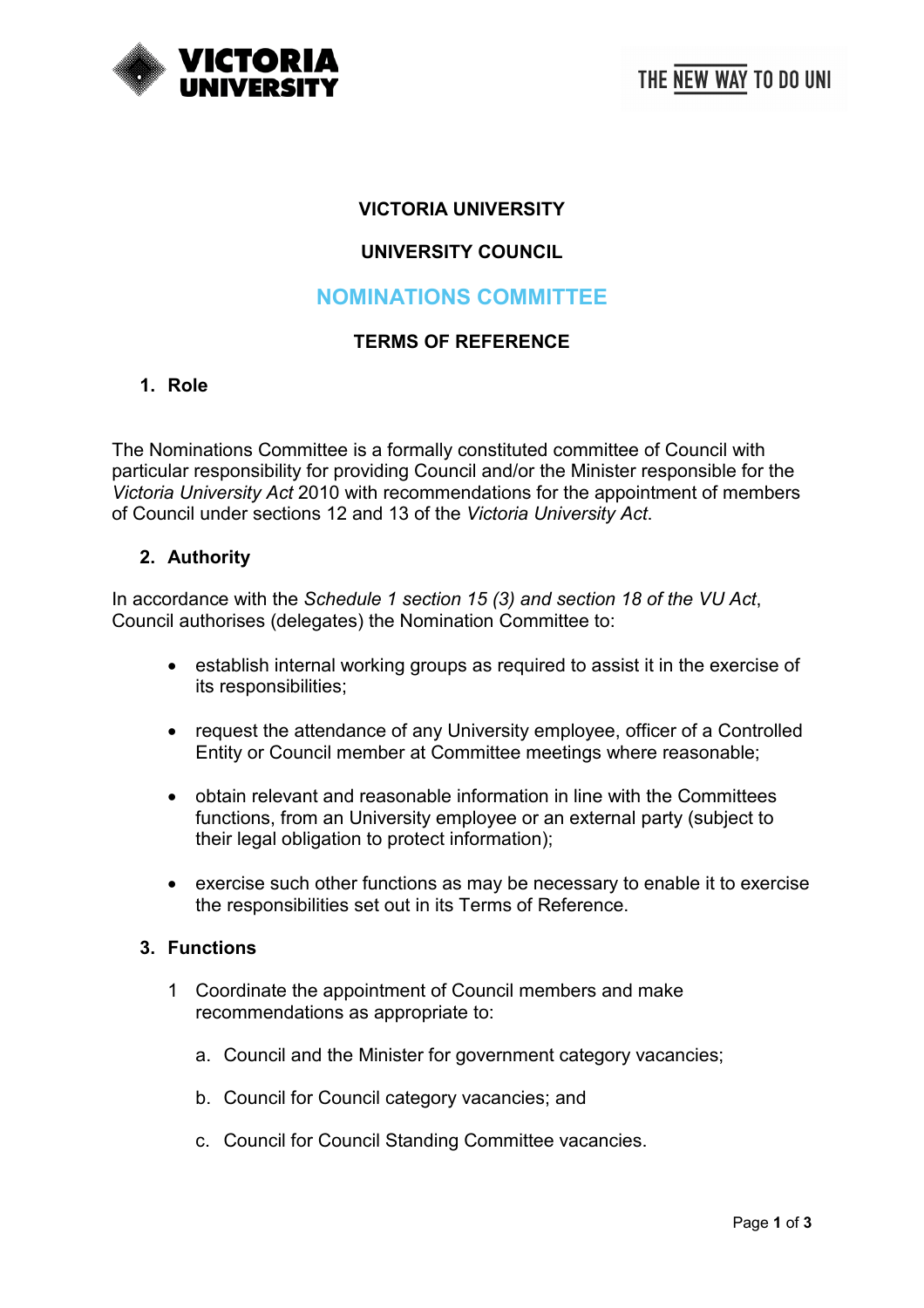# VICTORIA UNIVERSITY

## UNIVERSITY COUNCIL

## NOMINATIONS COMMITTEE

## TERMS OF REFERENCE

### 1. Role

The Nominations Committee is a formally constituted committee of Council with particular responsibility for providing Council and/or the Minister responsible for the *Victoria University Act* 2010 with recommendations for the appointment of members of Council under sections 12 and 13 of the *Victoria University Act*.

### 2. Authority

In accordance with the *Schedule 1 section 15 (3) and section 18 of the VU Act*, Council authorises (delegates) the Nomination Committee to:

- establish internal working groups as required to assist it in the exercise of its responsibilities;
- request the attendance of any University employee, officer of a Controlled Entity or Council member at Committee meetings where reasonable;
- obtain relevant and reasonable information in line with the Committees functions, from an University employee or an external party (subject to their legal obligation to protect information);
- exercise such other functions as may be necessary to enable it to exercise the responsibilities set out in its Terms of Reference.

### 3. Functions

1. Coordinate the appointment of Council members and make recommendations as appropriate to:

    a. Council and the Minister for government category vacancies;

    b. Council for Council category vacancies; and

    c. Council for Council Standing Committee vacancies.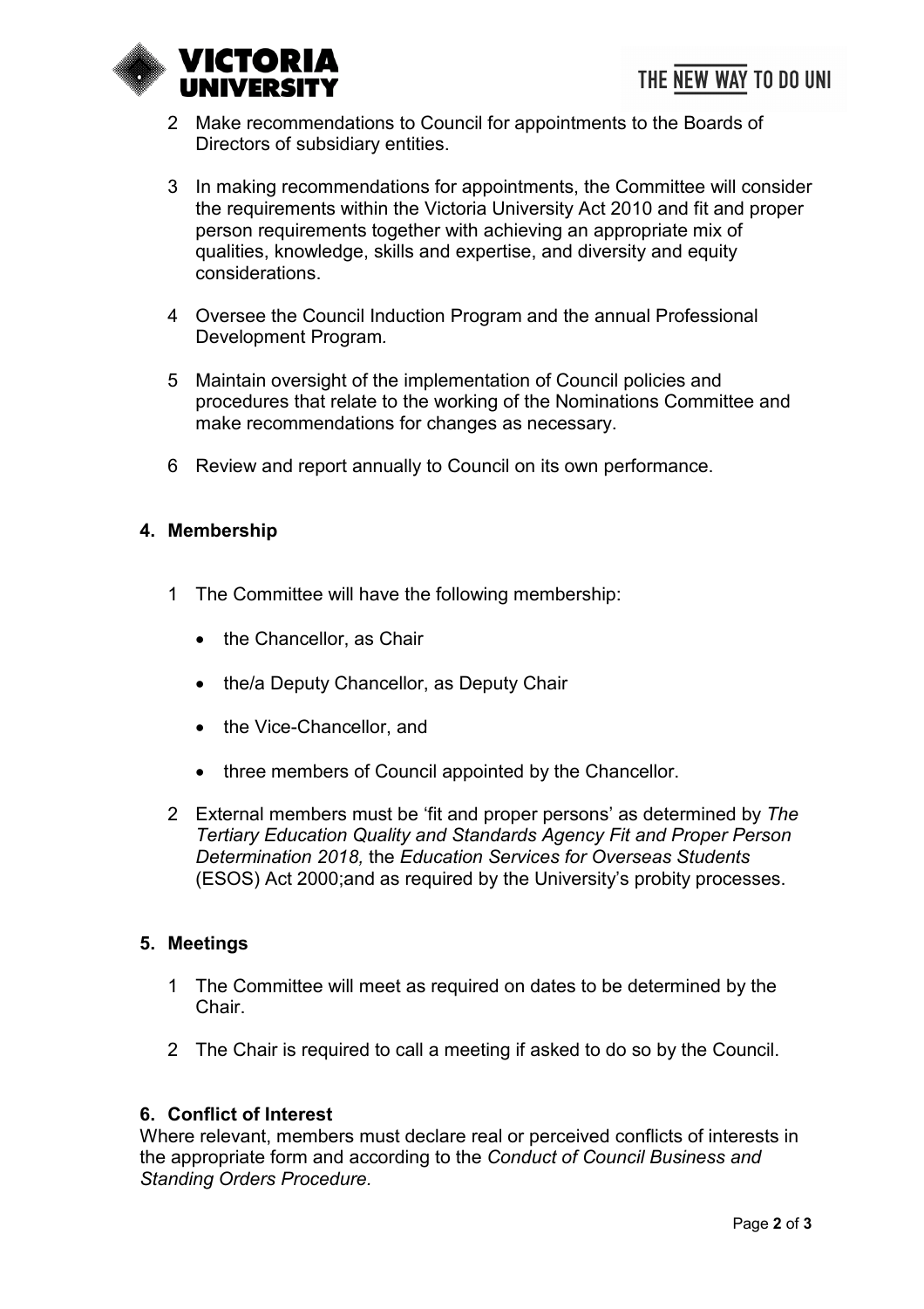2 Make recommendations to Council for appointments to the Boards of Directors of subsidiary entities.

3 In making recommendations for appointments, the Committee will consider the requirements within the Victoria University Act 2010 and fit and proper person requirements together with achieving an appropriate mix of qualities, knowledge, skills and expertise, and diversity and equity considerations.

4 Oversee the Council Induction Program and the annual Professional Development Program*.*

5 Maintain oversight of the implementation of Council policies and procedures that relate to the working of the Nominations Committee and make recommendations for changes as necessary.

6 Review and report annually to Council on its own performance.

## 4. Membership

1 The Committee will have the following membership:

- the Chancellor, as Chair
- the/a Deputy Chancellor, as Deputy Chair
- the Vice-Chancellor, and
- three members of Council appointed by the Chancellor.

2 External members must be 'fit and proper persons' as determined by *The Tertiary Education Quality and Standards Agency Fit and Proper Person Determination 2018,* the *Education Services for Overseas Students* (ESOS) Act 2000;and as required by the University's probity processes.

## 5. Meetings

1 The Committee will meet as required on dates to be determined by the Chair.

2 The Chair is required to call a meeting if asked to do so by the Council.

## 6. Conflict of Interest

Where relevant, members must declare real or perceived conflicts of interests in the appropriate form and according to the *Conduct of Council Business and Standing Orders Procedure.*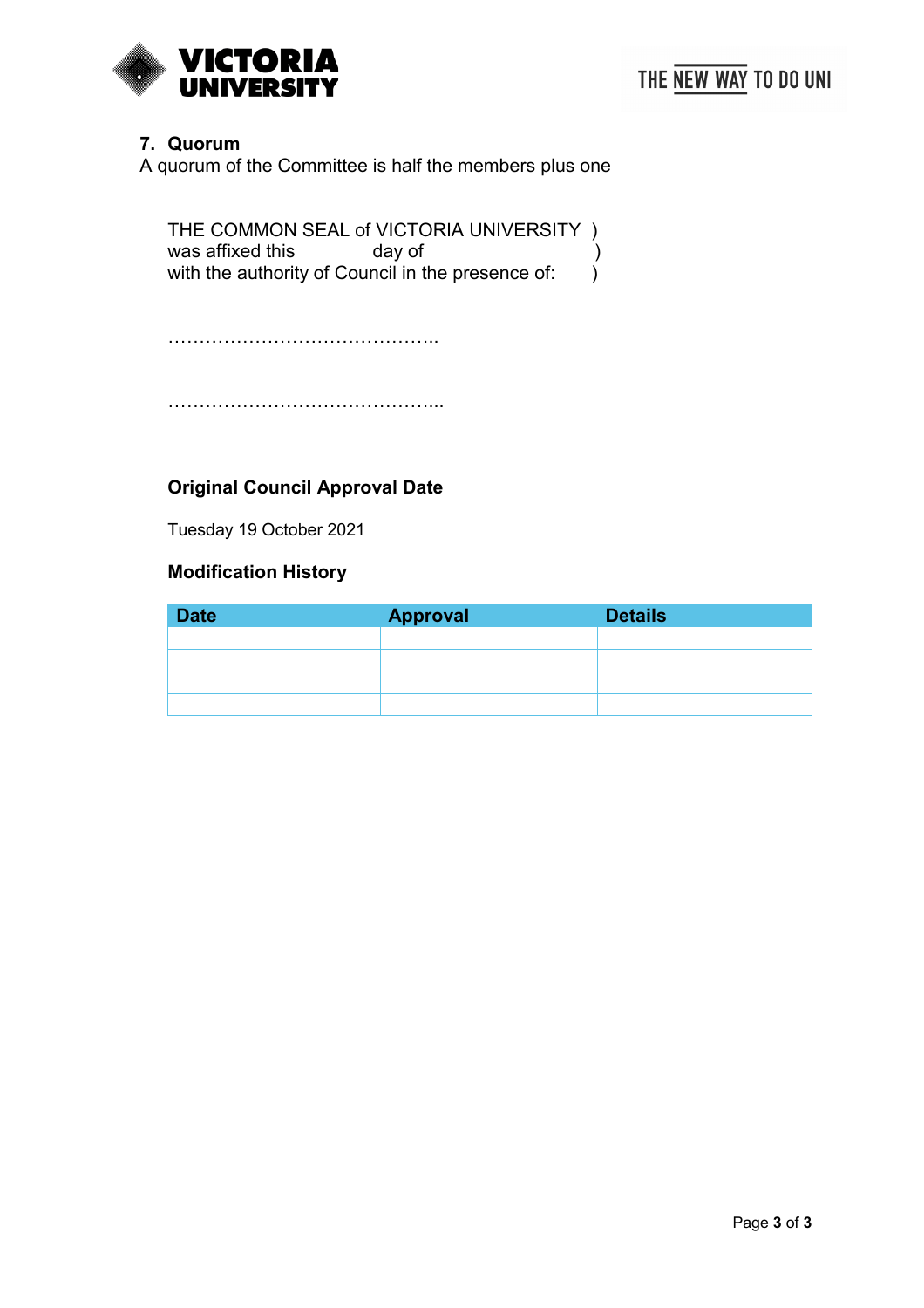## 7. Quorum

A quorum of the Committee is half the members plus one

THE COMMON SEAL of VICTORIA UNIVERSITY )
was affixed this day of )
with the authority of Council in the presence of: )

……………………………………..

……………………………………...

**Original Council Approval Date**

Tuesday 19 October 2021

**Modification History**

| Date | Approval | Details |
|---|---|---|
| | | |
| | | |
| | | |
| | | |